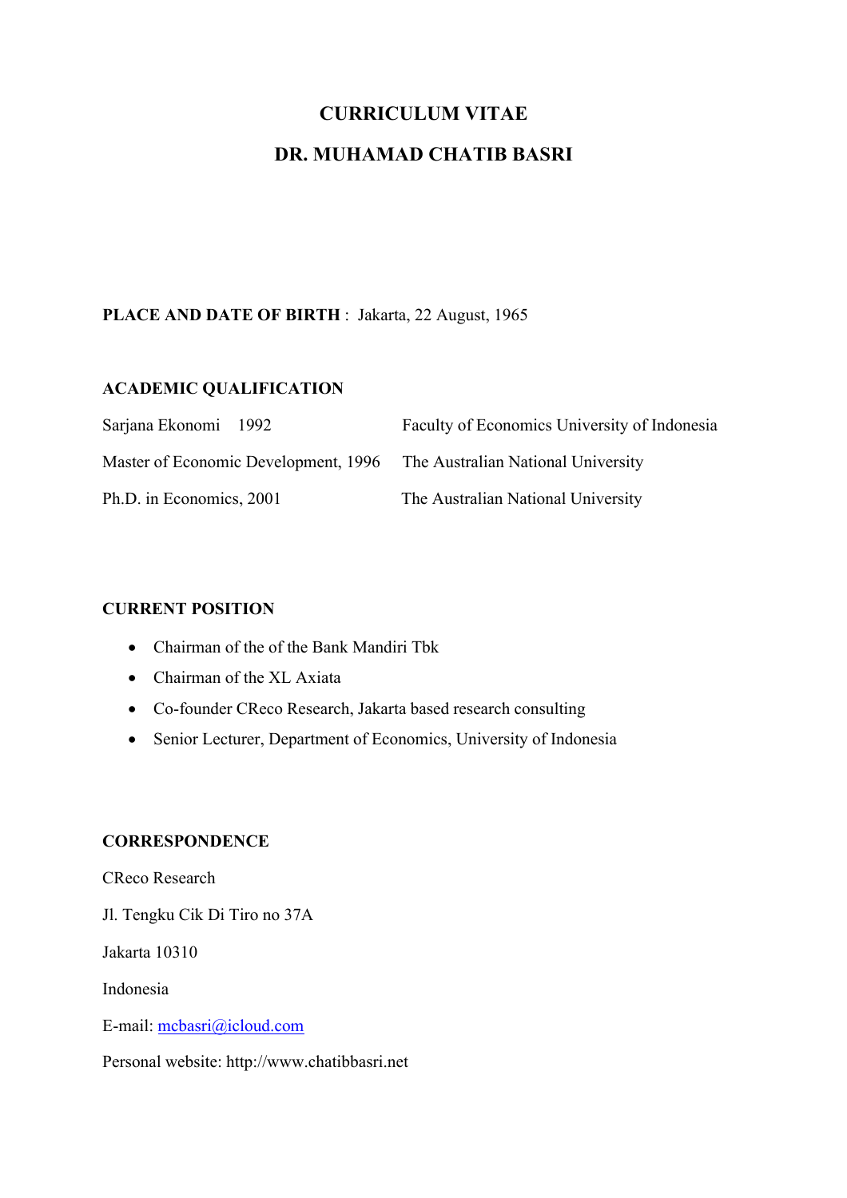# CURRICULUM VITAE

# DR. MUHAMAD CHATIB BASRI

**PLACE AND DATE OF BIRTH** : Jakarta, 22 August, 1965

**ACADEMIC QUALIFICATION**

| | |
|---|---|
| Sarjana Ekonomi 1992 | Faculty of Economics University of Indonesia |
| Master of Economic Development, 1996 | The Australian National University |
| Ph.D. in Economics, 2001 | The Australian National University |

**CURRENT POSITION**

- Chairman of the of the Bank Mandiri Tbk
- Chairman of the XL Axiata
- Co-founder CReco Research, Jakarta based research consulting
- Senior Lecturer, Department of Economics, University of Indonesia

**CORRESPONDENCE**

CReco Research

Jl. Tengku Cik Di Tiro no 37A

Jakarta 10310

Indonesia

E-mail: mcbasri@icloud.com

Personal website: http://www.chatibbasri.net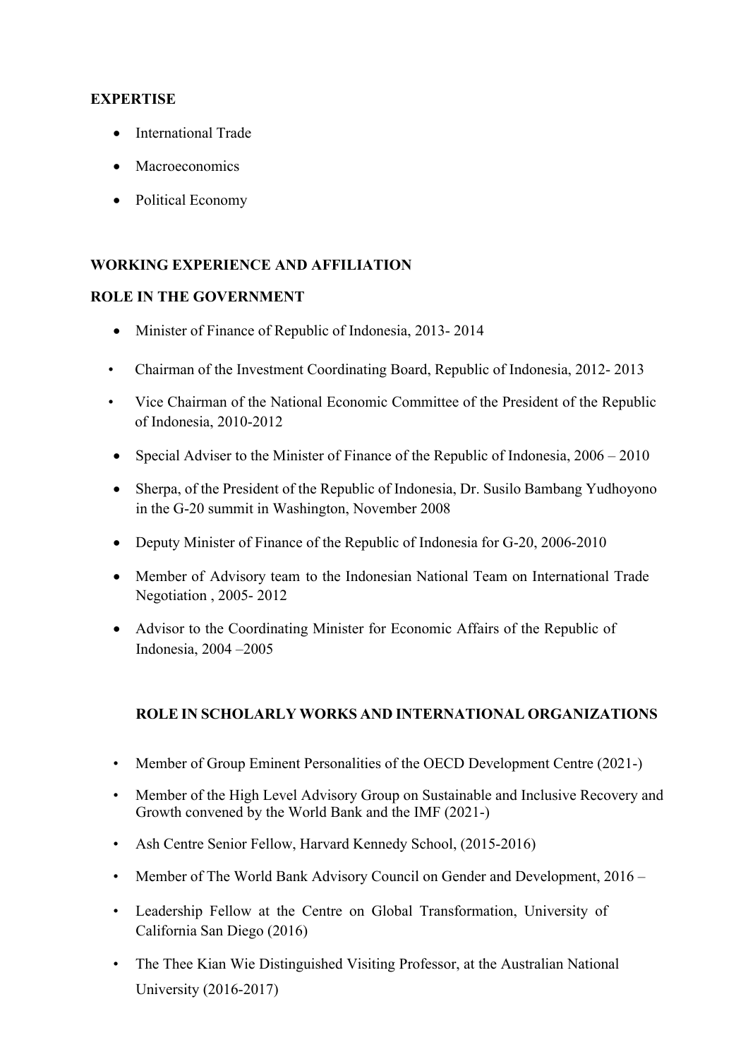**EXPERTISE**

- International Trade
- Macroeconomics
- Political Economy

**WORKING EXPERIENCE AND AFFILIATION**

**ROLE IN THE GOVERNMENT**

- Minister of Finance of Republic of Indonesia, 2013- 2014
- Chairman of the Investment Coordinating Board, Republic of Indonesia, 2012- 2013
- Vice Chairman of the National Economic Committee of the President of the Republic of Indonesia, 2010-2012
- Special Adviser to the Minister of Finance of the Republic of Indonesia, 2006 – 2010
- Sherpa, of the President of the Republic of Indonesia, Dr. Susilo Bambang Yudhoyono in the G-20 summit in Washington, November 2008
- Deputy Minister of Finance of the Republic of Indonesia for G-20, 2006-2010
- Member of Advisory team to the Indonesian National Team on International Trade Negotiation , 2005- 2012
- Advisor to the Coordinating Minister for Economic Affairs of the Republic of Indonesia, 2004 –2005

**ROLE IN SCHOLARLY WORKS AND INTERNATIONAL ORGANIZATIONS**

- Member of Group Eminent Personalities of the OECD Development Centre (2021-)
- Member of the High Level Advisory Group on Sustainable and Inclusive Recovery and Growth convened by the World Bank and the IMF (2021-)
- Ash Centre Senior Fellow, Harvard Kennedy School, (2015-2016)
- Member of The World Bank Advisory Council on Gender and Development, 2016 –
- Leadership Fellow at the Centre on Global Transformation, University of California San Diego (2016)
- The Thee Kian Wie Distinguished Visiting Professor, at the Australian National University (2016-2017)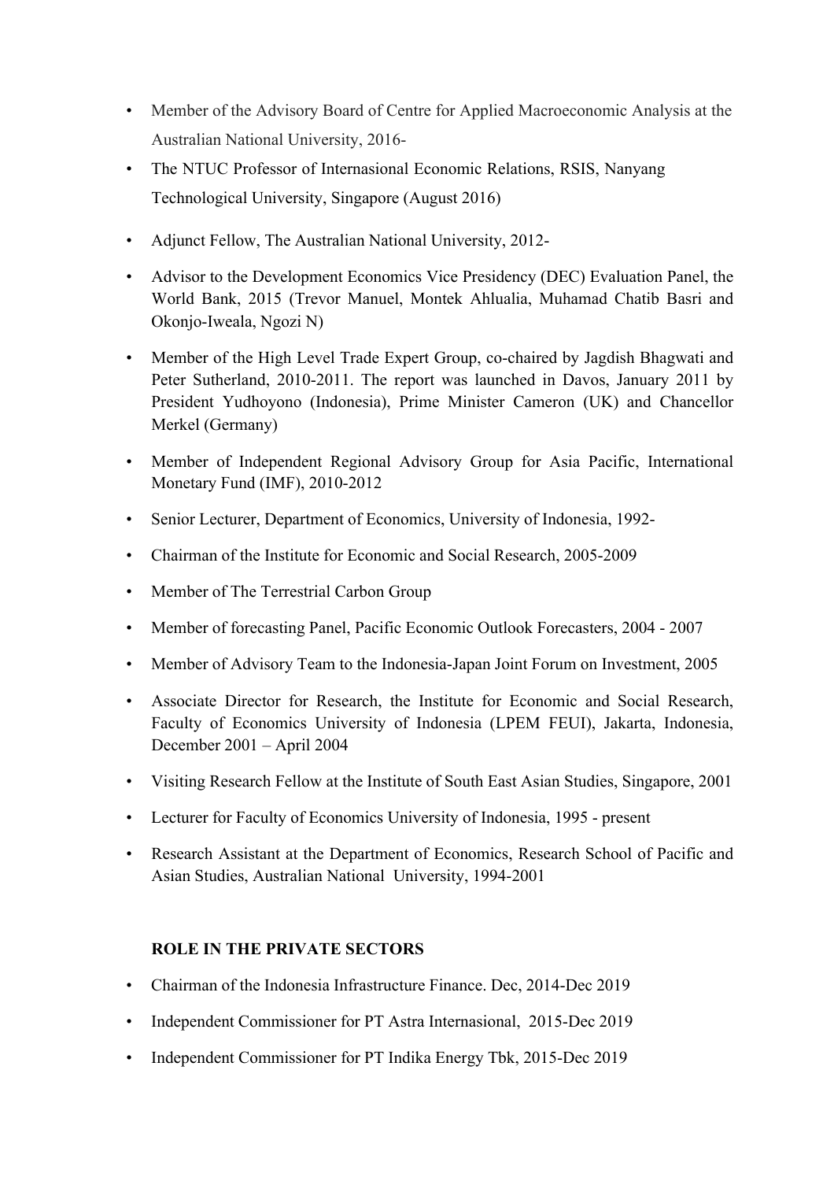- Member of the Advisory Board of Centre for Applied Macroeconomic Analysis at the Australian National University, 2016-
- The NTUC Professor of Internasional Economic Relations, RSIS, Nanyang Technological University, Singapore (August 2016)
- Adjunct Fellow, The Australian National University, 2012-
- Advisor to the Development Economics Vice Presidency (DEC) Evaluation Panel, the World Bank, 2015 (Trevor Manuel, Montek Ahlualia, Muhamad Chatib Basri and Okonjo-Iweala, Ngozi N)
- Member of the High Level Trade Expert Group, co-chaired by Jagdish Bhagwati and Peter Sutherland, 2010-2011. The report was launched in Davos, January 2011 by President Yudhoyono (Indonesia), Prime Minister Cameron (UK) and Chancellor Merkel (Germany)
- Member of Independent Regional Advisory Group for Asia Pacific, International Monetary Fund (IMF), 2010-2012
- Senior Lecturer, Department of Economics, University of Indonesia, 1992-
- Chairman of the Institute for Economic and Social Research, 2005-2009
- Member of The Terrestrial Carbon Group
- Member of forecasting Panel, Pacific Economic Outlook Forecasters, 2004 - 2007
- Member of Advisory Team to the Indonesia-Japan Joint Forum on Investment, 2005
- Associate Director for Research, the Institute for Economic and Social Research, Faculty of Economics University of Indonesia (LPEM FEUI), Jakarta, Indonesia, December 2001 – April 2004
- Visiting Research Fellow at the Institute of South East Asian Studies, Singapore, 2001
- Lecturer for Faculty of Economics University of Indonesia, 1995 - present
- Research Assistant at the Department of Economics, Research School of Pacific and Asian Studies, Australian National University, 1994-2001

**ROLE IN THE PRIVATE SECTORS**

- Chairman of the Indonesia Infrastructure Finance. Dec, 2014-Dec 2019
- Independent Commissioner for PT Astra Internasional, 2015-Dec 2019
- Independent Commissioner for PT Indika Energy Tbk, 2015-Dec 2019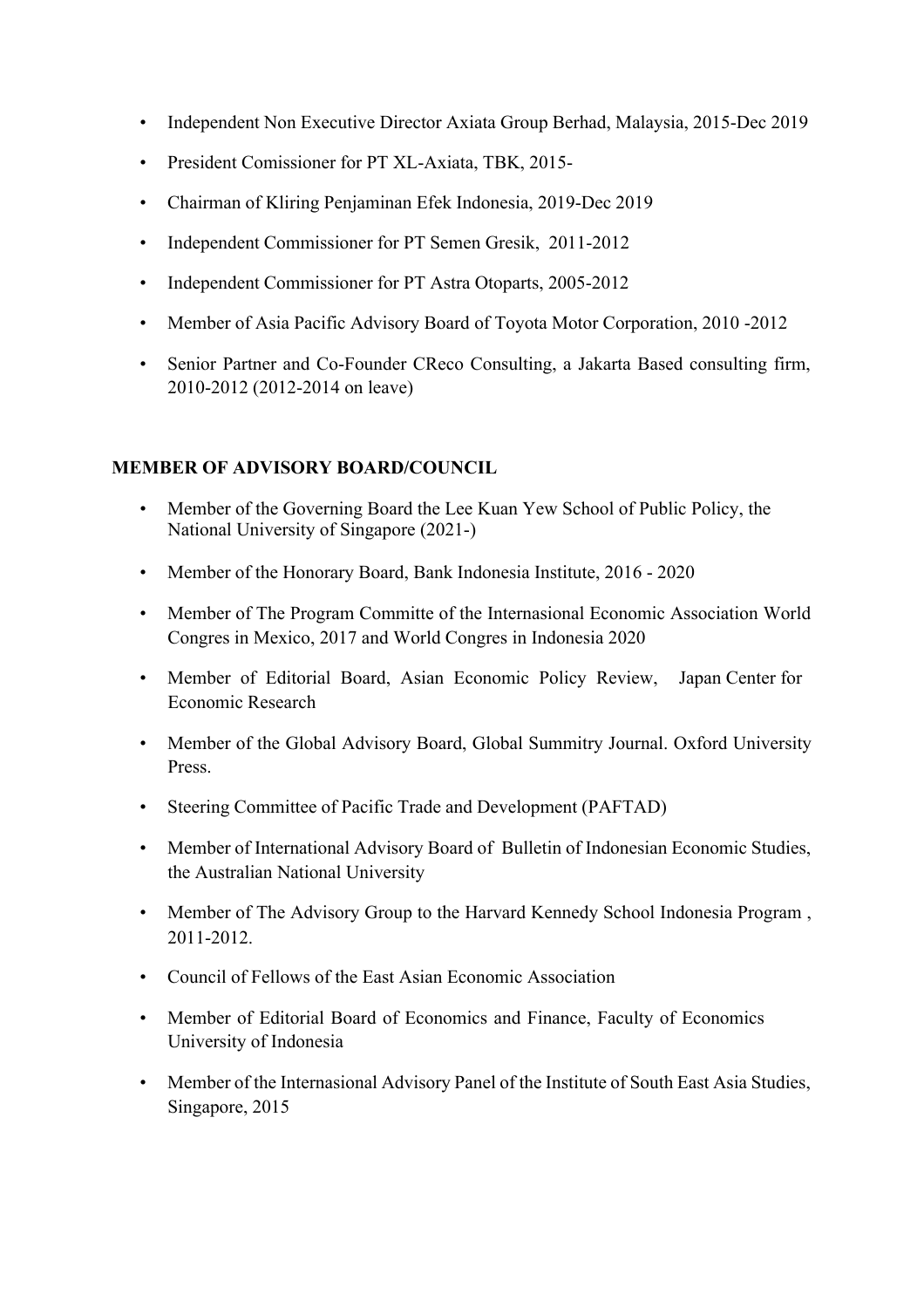- Independent Non Executive Director Axiata Group Berhad, Malaysia, 2015-Dec 2019
- President Comissioner for PT XL-Axiata, TBK, 2015-
- Chairman of Kliring Penjaminan Efek Indonesia, 2019-Dec 2019
- Independent Commissioner for PT Semen Gresik, 2011-2012
- Independent Commissioner for PT Astra Otoparts, 2005-2012
- Member of Asia Pacific Advisory Board of Toyota Motor Corporation, 2010 -2012
- Senior Partner and Co-Founder CReco Consulting, a Jakarta Based consulting firm, 2010-2012 (2012-2014 on leave)

**MEMBER OF ADVISORY BOARD/COUNCIL**

- Member of the Governing Board the Lee Kuan Yew School of Public Policy, the National University of Singapore (2021-)
- Member of the Honorary Board, Bank Indonesia Institute, 2016 - 2020
- Member of The Program Committe of the Internasional Economic Association World Congres in Mexico, 2017 and World Congres in Indonesia 2020
- Member of Editorial Board, Asian Economic Policy Review, Japan Center for Economic Research
- Member of the Global Advisory Board, Global Summitry Journal. Oxford University Press.
- Steering Committee of Pacific Trade and Development (PAFTAD)
- Member of International Advisory Board of Bulletin of Indonesian Economic Studies, the Australian National University
- Member of The Advisory Group to the Harvard Kennedy School Indonesia Program , 2011-2012.
- Council of Fellows of the East Asian Economic Association
- Member of Editorial Board of Economics and Finance, Faculty of Economics University of Indonesia
- Member of the Internasional Advisory Panel of the Institute of South East Asia Studies, Singapore, 2015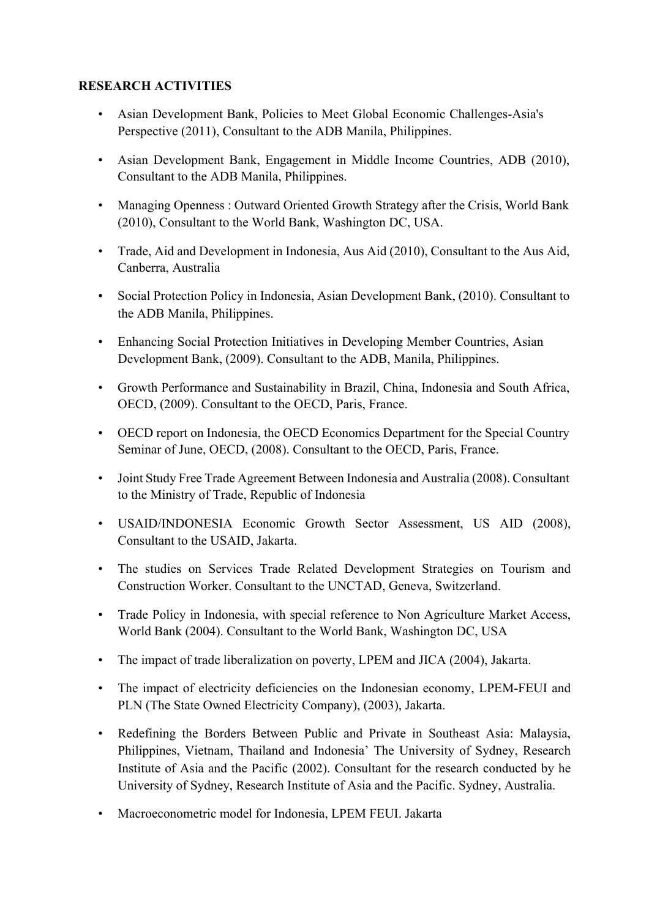**RESEARCH ACTIVITIES**

- Asian Development Bank, Policies to Meet Global Economic Challenges-Asia's Perspective (2011), Consultant to the ADB Manila, Philippines.
- Asian Development Bank, Engagement in Middle Income Countries, ADB (2010), Consultant to the ADB Manila, Philippines.
- Managing Openness : Outward Oriented Growth Strategy after the Crisis, World Bank (2010), Consultant to the World Bank, Washington DC, USA.
- Trade, Aid and Development in Indonesia, Aus Aid (2010), Consultant to the Aus Aid, Canberra, Australia
- Social Protection Policy in Indonesia, Asian Development Bank, (2010). Consultant to the ADB Manila, Philippines.
- Enhancing Social Protection Initiatives in Developing Member Countries, Asian Development Bank, (2009). Consultant to the ADB, Manila, Philippines.
- Growth Performance and Sustainability in Brazil, China, Indonesia and South Africa, OECD, (2009). Consultant to the OECD, Paris, France.
- OECD report on Indonesia, the OECD Economics Department for the Special Country Seminar of June, OECD, (2008). Consultant to the OECD, Paris, France.
- Joint Study Free Trade Agreement Between Indonesia and Australia (2008). Consultant to the Ministry of Trade, Republic of Indonesia
- USAID/INDONESIA Economic Growth Sector Assessment, US AID (2008), Consultant to the USAID, Jakarta.
- The studies on Services Trade Related Development Strategies on Tourism and Construction Worker. Consultant to the UNCTAD, Geneva, Switzerland.
- Trade Policy in Indonesia, with special reference to Non Agriculture Market Access, World Bank (2004). Consultant to the World Bank, Washington DC, USA
- The impact of trade liberalization on poverty, LPEM and JICA (2004), Jakarta.
- The impact of electricity deficiencies on the Indonesian economy, LPEM-FEUI and PLN (The State Owned Electricity Company), (2003), Jakarta.
- Redefining the Borders Between Public and Private in Southeast Asia: Malaysia, Philippines, Vietnam, Thailand and Indonesia' The University of Sydney, Research Institute of Asia and the Pacific (2002). Consultant for the research conducted by he University of Sydney, Research Institute of Asia and the Pacific. Sydney, Australia.
- Macroeconometric model for Indonesia, LPEM FEUI. Jakarta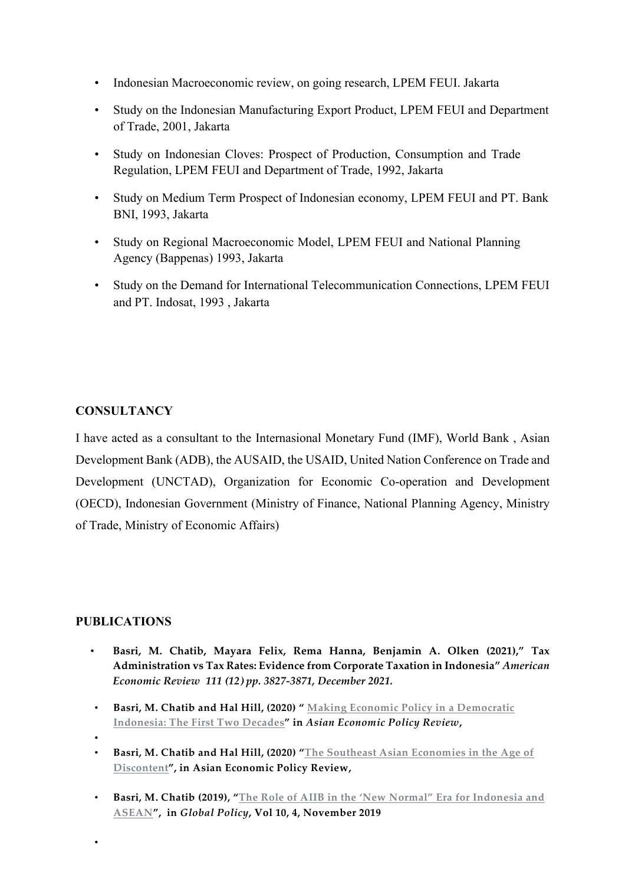- Indonesian Macroeconomic review, on going research, LPEM FEUI. Jakarta
- Study on the Indonesian Manufacturing Export Product, LPEM FEUI and Department of Trade, 2001, Jakarta
- Study on Indonesian Cloves: Prospect of Production, Consumption and Trade Regulation, LPEM FEUI and Department of Trade, 1992, Jakarta
- Study on Medium Term Prospect of Indonesian economy, LPEM FEUI and PT. Bank BNI, 1993, Jakarta
- Study on Regional Macroeconomic Model, LPEM FEUI and National Planning Agency (Bappenas) 1993, Jakarta
- Study on the Demand for International Telecommunication Connections, LPEM FEUI and PT. Indosat, 1993 , Jakarta

**CONSULTANCY**

I have acted as a consultant to the Internasional Monetary Fund (IMF), World Bank , Asian Development Bank (ADB), the AUSAID, the USAID, United Nation Conference on Trade and Development (UNCTAD), Organization for Economic Co-operation and Development (OECD), Indonesian Government (Ministry of Finance, National Planning Agency, Ministry of Trade, Ministry of Economic Affairs)

**PUBLICATIONS**

- **Basri, M. Chatib, Mayara Felix, Rema Hanna, Benjamin A. Olken (2021)," Tax Administration vs Tax Rates: Evidence from Corporate Taxation in Indonesia"** ***American Economic Review 111 (12) pp. 3827-3871, December 2021.***
- **Basri, M. Chatib and Hal Hill, (2020) " Making Economic Policy in a Democratic Indonesia: The First Two Decades" in** ***Asian Economic Policy Review*****,**
- **Basri, M. Chatib and Hal Hill, (2020) "The Southeast Asian Economies in the Age of Discontent", in Asian Economic Policy Review,**
- **Basri, M. Chatib (2019), "The Role of AIIB in the 'New Normal" Era for Indonesia and ASEAN", in** ***Global Policy*****, Vol 10, 4, November 2019**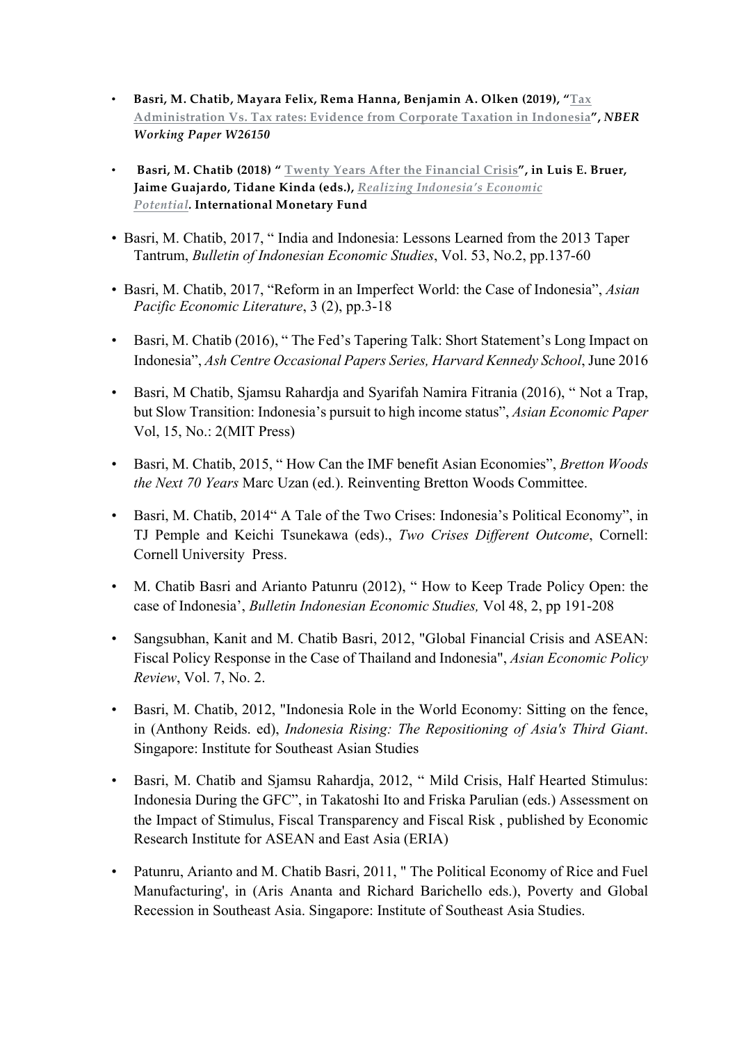- **Basri, M. Chatib, Mayara Felix, Rema Hanna, Benjamin A. Olken (2019), "Tax Administration Vs. Tax rates: Evidence from Corporate Taxation in Indonesia",** ***NBER Working Paper W26150***

- **Basri, M. Chatib (2018) " Twenty Years After the Financial Crisis", in Luis E. Bruer, Jaime Guajardo, Tidane Kinda (eds.),** ***Realizing Indonesia's Economic Potential*. International Monetary Fund**

- Basri, M. Chatib, 2017, " India and Indonesia: Lessons Learned from the 2013 Taper Tantrum, *Bulletin of Indonesian Economic Studies*, Vol. 53, No.2, pp.137-60

- Basri, M. Chatib, 2017, "Reform in an Imperfect World: the Case of Indonesia", *Asian Pacific Economic Literature*, 3 (2), pp.3-18

- Basri, M. Chatib (2016), " The Fed's Tapering Talk: Short Statement's Long Impact on Indonesia", *Ash Centre Occasional Papers Series, Harvard Kennedy School*, June 2016

- Basri, M Chatib, Sjamsu Rahardja and Syarifah Namira Fitrania (2016), " Not a Trap, but Slow Transition: Indonesia's pursuit to high income status", *Asian Economic Paper* Vol, 15, No.: 2(MIT Press)

- Basri, M. Chatib, 2015, " How Can the IMF benefit Asian Economies", *Bretton Woods the Next 70 Years* Marc Uzan (ed.). Reinventing Bretton Woods Committee.

- Basri, M. Chatib, 2014" A Tale of the Two Crises: Indonesia's Political Economy", in TJ Pemple and Keichi Tsunekawa (eds)., *Two Crises Different Outcome*, Cornell: Cornell University Press.

- M. Chatib Basri and Arianto Patunru (2012), " How to Keep Trade Policy Open: the case of Indonesia', *Bulletin Indonesian Economic Studies,* Vol 48, 2, pp 191-208

- Sangsubhan, Kanit and M. Chatib Basri, 2012, "Global Financial Crisis and ASEAN: Fiscal Policy Response in the Case of Thailand and Indonesia", *Asian Economic Policy Review*, Vol. 7, No. 2.

- Basri, M. Chatib, 2012, "Indonesia Role in the World Economy: Sitting on the fence, in (Anthony Reids. ed), *Indonesia Rising: The Repositioning of Asia's Third Giant*. Singapore: Institute for Southeast Asian Studies

- Basri, M. Chatib and Sjamsu Rahardja, 2012, " Mild Crisis, Half Hearted Stimulus: Indonesia During the GFC", in Takatoshi Ito and Friska Parulian (eds.) Assessment on the Impact of Stimulus, Fiscal Transparency and Fiscal Risk , published by Economic Research Institute for ASEAN and East Asia (ERIA)

- Patunru, Arianto and M. Chatib Basri, 2011, " The Political Economy of Rice and Fuel Manufacturing', in (Aris Ananta and Richard Barichello eds.), Poverty and Global Recession in Southeast Asia. Singapore: Institute of Southeast Asia Studies.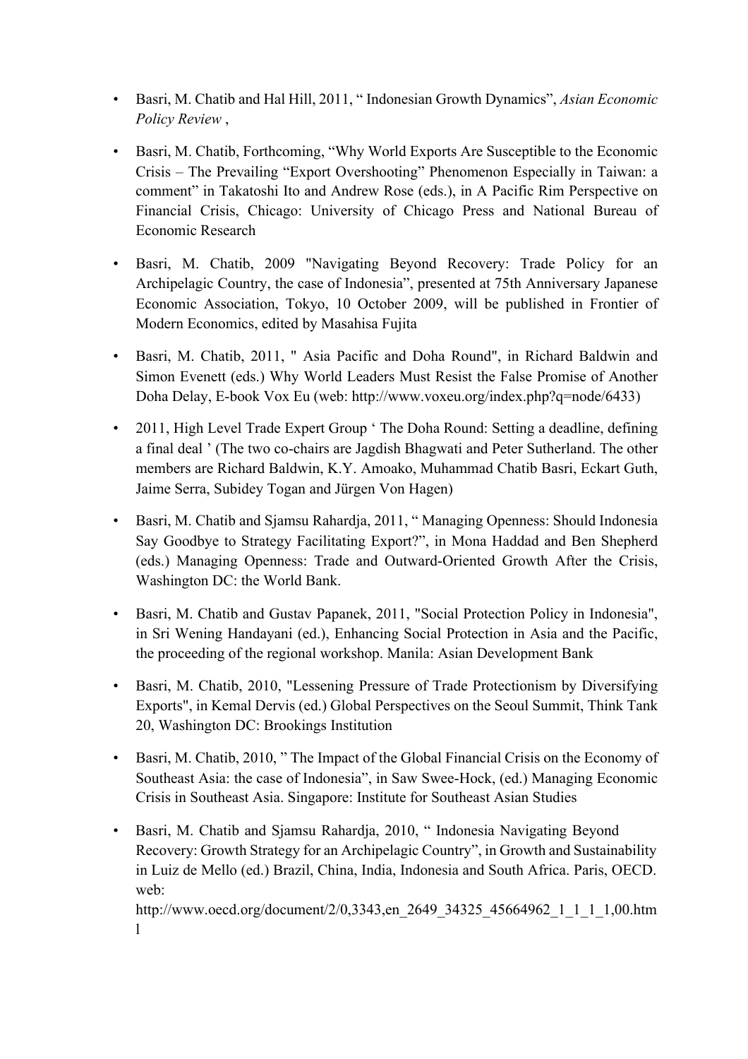- Basri, M. Chatib and Hal Hill, 2011, " Indonesian Growth Dynamics", *Asian Economic Policy Review* ,

- Basri, M. Chatib, Forthcoming, "Why World Exports Are Susceptible to the Economic Crisis – The Prevailing "Export Overshooting" Phenomenon Especially in Taiwan: a comment" in Takatoshi Ito and Andrew Rose (eds.), in A Pacific Rim Perspective on Financial Crisis, Chicago: University of Chicago Press and National Bureau of Economic Research

- Basri, M. Chatib, 2009 "Navigating Beyond Recovery: Trade Policy for an Archipelagic Country, the case of Indonesia", presented at 75th Anniversary Japanese Economic Association, Tokyo, 10 October 2009, will be published in Frontier of Modern Economics, edited by Masahisa Fujita

- Basri, M. Chatib, 2011, " Asia Pacific and Doha Round", in Richard Baldwin and Simon Evenett (eds.) Why World Leaders Must Resist the False Promise of Another Doha Delay, E-book Vox Eu (web: http://www.voxeu.org/index.php?q=node/6433)

- 2011, High Level Trade Expert Group ' The Doha Round: Setting a deadline, defining a final deal ' (The two co-chairs are Jagdish Bhagwati and Peter Sutherland. The other members are Richard Baldwin, K.Y. Amoako, Muhammad Chatib Basri, Eckart Guth, Jaime Serra, Subidey Togan and Jürgen Von Hagen)

- Basri, M. Chatib and Sjamsu Rahardja, 2011, " Managing Openness: Should Indonesia Say Goodbye to Strategy Facilitating Export?", in Mona Haddad and Ben Shepherd (eds.) Managing Openness: Trade and Outward-Oriented Growth After the Crisis, Washington DC: the World Bank.

- Basri, M. Chatib and Gustav Papanek, 2011, "Social Protection Policy in Indonesia", in Sri Wening Handayani (ed.), Enhancing Social Protection in Asia and the Pacific, the proceeding of the regional workshop. Manila: Asian Development Bank

- Basri, M. Chatib, 2010, "Lessening Pressure of Trade Protectionism by Diversifying Exports", in Kemal Dervis (ed.) Global Perspectives on the Seoul Summit, Think Tank 20, Washington DC: Brookings Institution

- Basri, M. Chatib, 2010, " The Impact of the Global Financial Crisis on the Economy of Southeast Asia: the case of Indonesia", in Saw Swee-Hock, (ed.) Managing Economic Crisis in Southeast Asia. Singapore: Institute for Southeast Asian Studies

- Basri, M. Chatib and Sjamsu Rahardja, 2010, " Indonesia Navigating Beyond Recovery: Growth Strategy for an Archipelagic Country", in Growth and Sustainability in Luiz de Mello (ed.) Brazil, China, India, Indonesia and South Africa. Paris, OECD. web: http://www.oecd.org/document/2/0,3343,en_2649_34325_45664962_1_1_1_1,00.html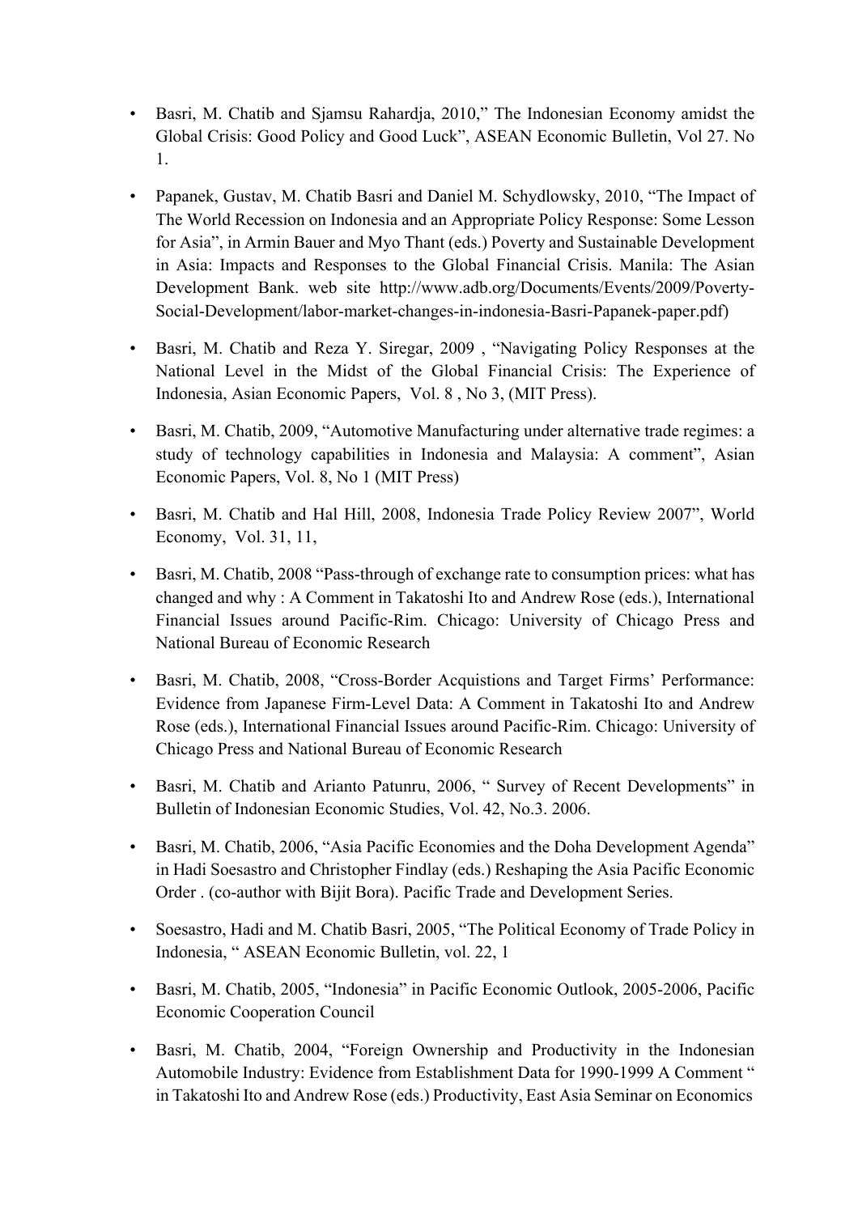- Basri, M. Chatib and Sjamsu Rahardja, 2010," The Indonesian Economy amidst the Global Crisis: Good Policy and Good Luck", ASEAN Economic Bulletin, Vol 27. No 1.

- Papanek, Gustav, M. Chatib Basri and Daniel M. Schydlowsky, 2010, "The Impact of The World Recession on Indonesia and an Appropriate Policy Response: Some Lesson for Asia", in Armin Bauer and Myo Thant (eds.) Poverty and Sustainable Development in Asia: Impacts and Responses to the Global Financial Crisis. Manila: The Asian Development Bank. web site http://www.adb.org/Documents/Events/2009/Poverty-Social-Development/labor-market-changes-in-indonesia-Basri-Papanek-paper.pdf)

- Basri, M. Chatib and Reza Y. Siregar, 2009 , "Navigating Policy Responses at the National Level in the Midst of the Global Financial Crisis: The Experience of Indonesia, Asian Economic Papers, Vol. 8 , No 3, (MIT Press).

- Basri, M. Chatib, 2009, "Automotive Manufacturing under alternative trade regimes: a study of technology capabilities in Indonesia and Malaysia: A comment", Asian Economic Papers, Vol. 8, No 1 (MIT Press)

- Basri, M. Chatib and Hal Hill, 2008, Indonesia Trade Policy Review 2007", World Economy, Vol. 31, 11,

- Basri, M. Chatib, 2008 "Pass-through of exchange rate to consumption prices: what has changed and why : A Comment in Takatoshi Ito and Andrew Rose (eds.), International Financial Issues around Pacific-Rim. Chicago: University of Chicago Press and National Bureau of Economic Research

- Basri, M. Chatib, 2008, "Cross-Border Acquistions and Target Firms' Performance: Evidence from Japanese Firm-Level Data: A Comment in Takatoshi Ito and Andrew Rose (eds.), International Financial Issues around Pacific-Rim. Chicago: University of Chicago Press and National Bureau of Economic Research

- Basri, M. Chatib and Arianto Patunru, 2006, " Survey of Recent Developments" in Bulletin of Indonesian Economic Studies, Vol. 42, No.3. 2006.

- Basri, M. Chatib, 2006, "Asia Pacific Economies and the Doha Development Agenda" in Hadi Soesastro and Christopher Findlay (eds.) Reshaping the Asia Pacific Economic Order . (co-author with Bijit Bora). Pacific Trade and Development Series.

- Soesastro, Hadi and M. Chatib Basri, 2005, "The Political Economy of Trade Policy in Indonesia, " ASEAN Economic Bulletin, vol. 22, 1

- Basri, M. Chatib, 2005, "Indonesia" in Pacific Economic Outlook, 2005-2006, Pacific Economic Cooperation Council

- Basri, M. Chatib, 2004, "Foreign Ownership and Productivity in the Indonesian Automobile Industry: Evidence from Establishment Data for 1990-1999 A Comment " in Takatoshi Ito and Andrew Rose (eds.) Productivity, East Asia Seminar on Economics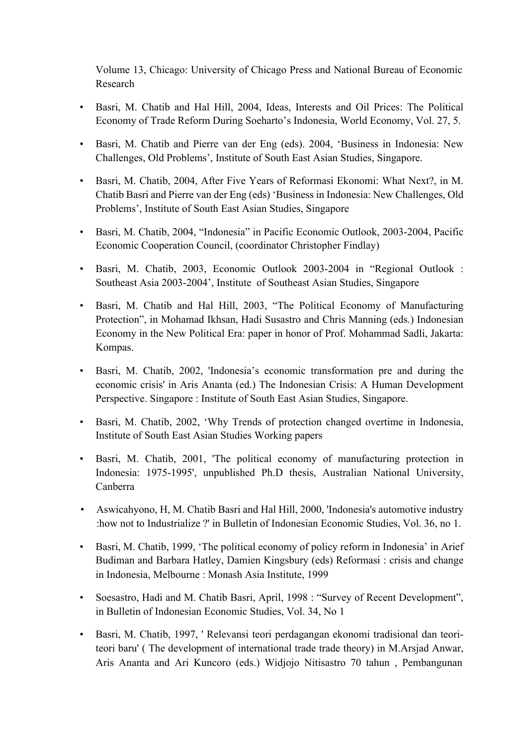Volume 13, Chicago: University of Chicago Press and National Bureau of Economic Research

- Basri, M. Chatib and Hal Hill, 2004, Ideas, Interests and Oil Prices: The Political Economy of Trade Reform During Soeharto's Indonesia, World Economy, Vol. 27, 5.
- Basri, M. Chatib and Pierre van der Eng (eds). 2004, 'Business in Indonesia: New Challenges, Old Problems', Institute of South East Asian Studies, Singapore.
- Basri, M. Chatib, 2004, After Five Years of Reformasi Ekonomi: What Next?, in M. Chatib Basri and Pierre van der Eng (eds) 'Business in Indonesia: New Challenges, Old Problems', Institute of South East Asian Studies, Singapore
- Basri, M. Chatib, 2004, "Indonesia" in Pacific Economic Outlook, 2003-2004, Pacific Economic Cooperation Council, (coordinator Christopher Findlay)
- Basri, M. Chatib, 2003, Economic Outlook 2003-2004 in "Regional Outlook : Southeast Asia 2003-2004', Institute of Southeast Asian Studies, Singapore
- Basri, M. Chatib and Hal Hill, 2003, "The Political Economy of Manufacturing Protection", in Mohamad Ikhsan, Hadi Susastro and Chris Manning (eds.) Indonesian Economy in the New Political Era: paper in honor of Prof. Mohammad Sadli, Jakarta: Kompas.
- Basri, M. Chatib, 2002, 'Indonesia's economic transformation pre and during the economic crisis' in Aris Ananta (ed.) The Indonesian Crisis: A Human Development Perspective. Singapore : Institute of South East Asian Studies, Singapore.
- Basri, M. Chatib, 2002, 'Why Trends of protection changed overtime in Indonesia, Institute of South East Asian Studies Working papers
- Basri, M. Chatib, 2001, 'The political economy of manufacturing protection in Indonesia: 1975-1995', unpublished Ph.D thesis, Australian National University, Canberra
- Aswicahyono, H, M. Chatib Basri and Hal Hill, 2000, 'Indonesia's automotive industry :how not to Industrialize ?' in Bulletin of Indonesian Economic Studies, Vol. 36, no 1.
- Basri, M. Chatib, 1999, 'The political economy of policy reform in Indonesia' in Arief Budiman and Barbara Hatley, Damien Kingsbury (eds) Reformasi : crisis and change in Indonesia, Melbourne : Monash Asia Institute, 1999
- Soesastro, Hadi and M. Chatib Basri, April, 1998 : "Survey of Recent Development", in Bulletin of Indonesian Economic Studies, Vol. 34, No 1
- Basri, M. Chatib, 1997, ' Relevansi teori perdagangan ekonomi tradisional dan teori-teori baru' ( The development of international trade trade theory) in M.Arsjad Anwar, Aris Ananta and Ari Kuncoro (eds.) Widjojo Nitisastro 70 tahun , Pembangunan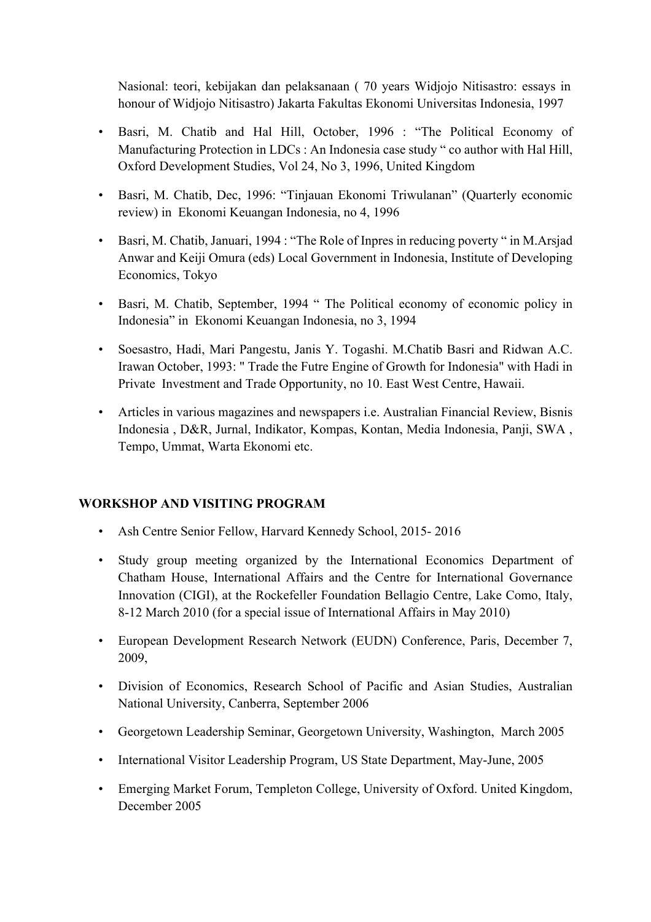Nasional: teori, kebijakan dan pelaksanaan ( 70 years Widjojo Nitisastro: essays in honour of Widjojo Nitisastro) Jakarta Fakultas Ekonomi Universitas Indonesia, 1997

- Basri, M. Chatib and Hal Hill, October, 1996 : "The Political Economy of Manufacturing Protection in LDCs : An Indonesia case study " co author with Hal Hill, Oxford Development Studies, Vol 24, No 3, 1996, United Kingdom

- Basri, M. Chatib, Dec, 1996: "Tinjauan Ekonomi Triwulanan" (Quarterly economic review) in Ekonomi Keuangan Indonesia, no 4, 1996

- Basri, M. Chatib, Januari, 1994 : "The Role of Inpres in reducing poverty " in M.Arsjad Anwar and Keiji Omura (eds) Local Government in Indonesia, Institute of Developing Economics, Tokyo

- Basri, M. Chatib, September, 1994 " The Political economy of economic policy in Indonesia" in Ekonomi Keuangan Indonesia, no 3, 1994

- Soesastro, Hadi, Mari Pangestu, Janis Y. Togashi. M.Chatib Basri and Ridwan A.C. Irawan October, 1993: " Trade the Futre Engine of Growth for Indonesia" with Hadi in Private Investment and Trade Opportunity, no 10. East West Centre, Hawaii.

- Articles in various magazines and newspapers i.e. Australian Financial Review, Bisnis Indonesia , D&R, Jurnal, Indikator, Kompas, Kontan, Media Indonesia, Panji, SWA , Tempo, Ummat, Warta Ekonomi etc.

## WORKSHOP AND VISITING PROGRAM

- Ash Centre Senior Fellow, Harvard Kennedy School, 2015- 2016

- Study group meeting organized by the International Economics Department of Chatham House, International Affairs and the Centre for International Governance Innovation (CIGI), at the Rockefeller Foundation Bellagio Centre, Lake Como, Italy, 8-12 March 2010 (for a special issue of International Affairs in May 2010)

- European Development Research Network (EUDN) Conference, Paris, December 7, 2009,

- Division of Economics, Research School of Pacific and Asian Studies, Australian National University, Canberra, September 2006

- Georgetown Leadership Seminar, Georgetown University, Washington, March 2005

- International Visitor Leadership Program, US State Department, May-June, 2005

- Emerging Market Forum, Templeton College, University of Oxford. United Kingdom, December 2005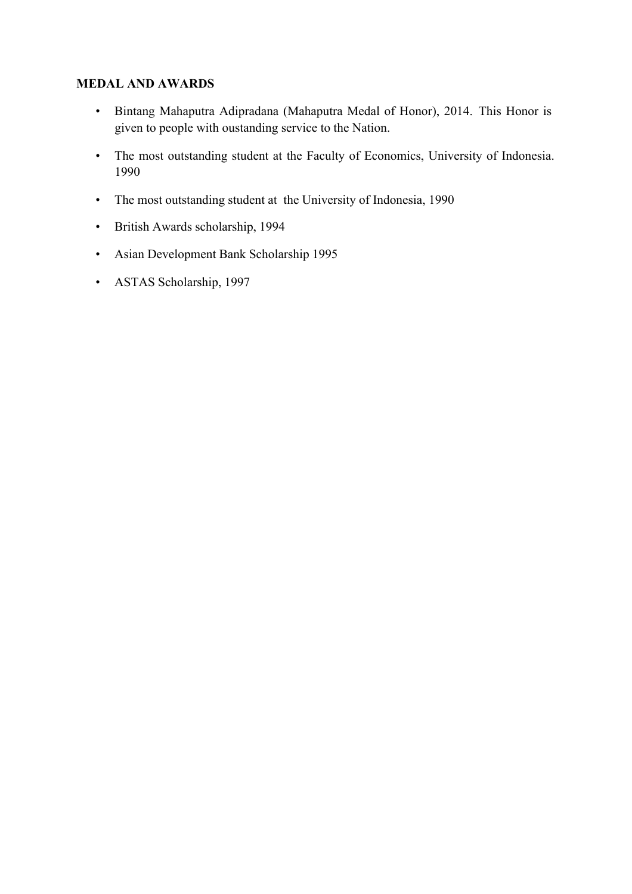**MEDAL AND AWARDS**

- Bintang Mahaputra Adipradana (Mahaputra Medal of Honor), 2014. This Honor is given to people with oustanding service to the Nation.
- The most outstanding student at the Faculty of Economics, University of Indonesia. 1990
- The most outstanding student at the University of Indonesia, 1990
- British Awards scholarship, 1994
- Asian Development Bank Scholarship 1995
- ASTAS Scholarship, 1997